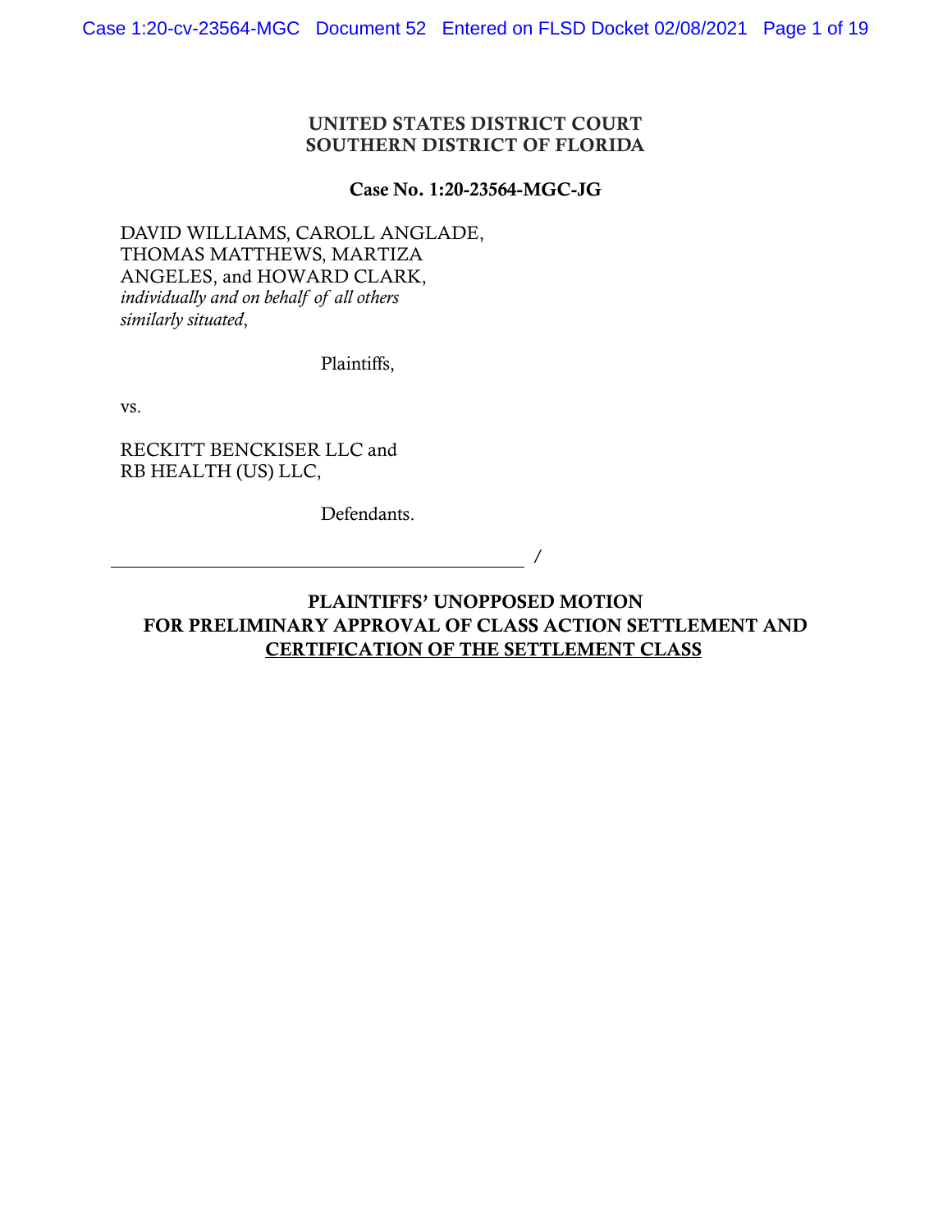**UNITED STATES DISTRICT COURT**
**SOUTHERN DISTRICT OF FLORIDA**

**Case No. 1:20-23564-MGC-JG**

DAVID WILLIAMS, CAROLL ANGLADE, THOMAS MATTHEWS, MARTIZA ANGELES, and HOWARD CLARK, *individually and on behalf of all others similarly situated*,

Plaintiffs,

vs.

RECKITT BENCKISER LLC and RB HEALTH (US) LLC,

Defendants.

______________________________________ /

**PLAINTIFFS' UNOPPOSED MOTION FOR PRELIMINARY APPROVAL OF CLASS ACTION SETTLEMENT AND CERTIFICATION OF THE SETTLEMENT CLASS**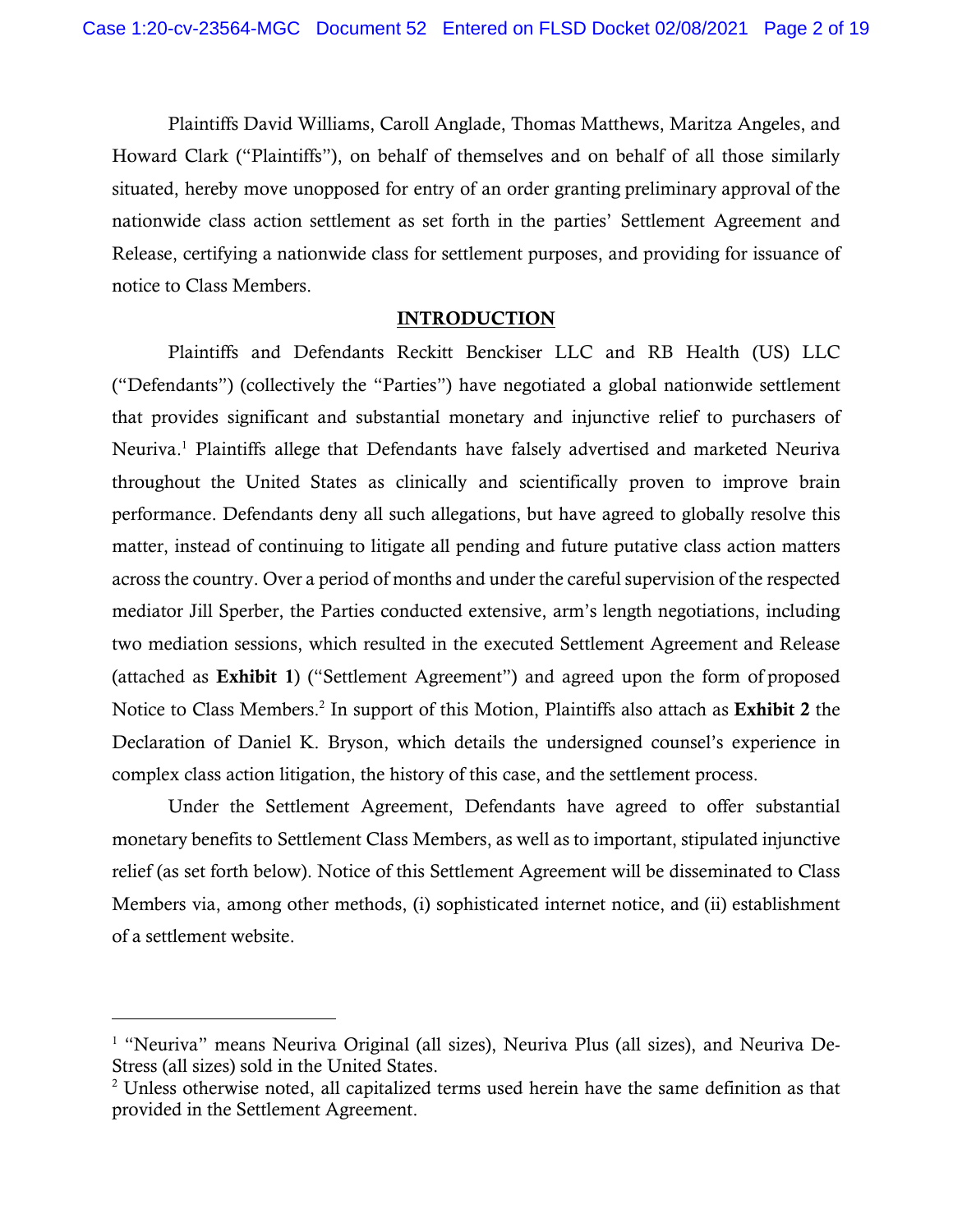Plaintiffs David Williams, Caroll Anglade, Thomas Matthews, Maritza Angeles, and Howard Clark ("Plaintiffs"), on behalf of themselves and on behalf of all those similarly situated, hereby move unopposed for entry of an order granting preliminary approval of the nationwide class action settlement as set forth in the parties' Settlement Agreement and Release, certifying a nationwide class for settlement purposes, and providing for issuance of notice to Class Members.

## INTRODUCTION

Plaintiffs and Defendants Reckitt Benckiser LLC and RB Health (US) LLC ("Defendants") (collectively the "Parties") have negotiated a global nationwide settlement that provides significant and substantial monetary and injunctive relief to purchasers of Neuriva.[1] Plaintiffs allege that Defendants have falsely advertised and marketed Neuriva throughout the United States as clinically and scientifically proven to improve brain performance. Defendants deny all such allegations, but have agreed to globally resolve this matter, instead of continuing to litigate all pending and future putative class action matters across the country. Over a period of months and under the careful supervision of the respected mediator Jill Sperber, the Parties conducted extensive, arm's length negotiations, including two mediation sessions, which resulted in the executed Settlement Agreement and Release (attached as **Exhibit 1**) ("Settlement Agreement") and agreed upon the form of proposed Notice to Class Members.[2] In support of this Motion, Plaintiffs also attach as **Exhibit 2** the Declaration of Daniel K. Bryson, which details the undersigned counsel's experience in complex class action litigation, the history of this case, and the settlement process.

Under the Settlement Agreement, Defendants have agreed to offer substantial monetary benefits to Settlement Class Members, as well as to important, stipulated injunctive relief (as set forth below). Notice of this Settlement Agreement will be disseminated to Class Members via, among other methods, (i) sophisticated internet notice, and (ii) establishment of a settlement website.

---

[1] "Neuriva" means Neuriva Original (all sizes), Neuriva Plus (all sizes), and Neuriva De-Stress (all sizes) sold in the United States.

[2] Unless otherwise noted, all capitalized terms used herein have the same definition as that provided in the Settlement Agreement.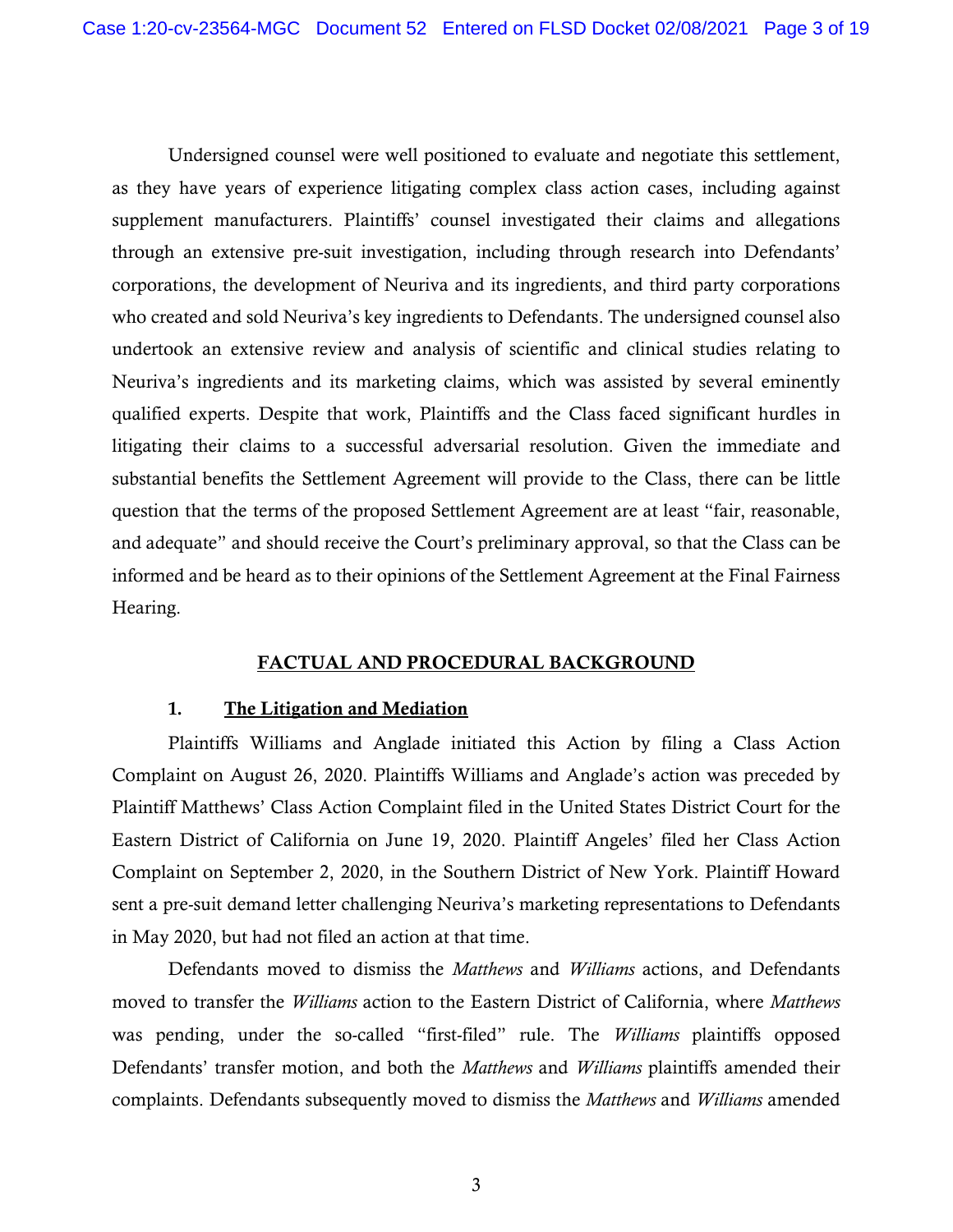Undersigned counsel were well positioned to evaluate and negotiate this settlement, as they have years of experience litigating complex class action cases, including against supplement manufacturers. Plaintiffs' counsel investigated their claims and allegations through an extensive pre-suit investigation, including through research into Defendants' corporations, the development of Neuriva and its ingredients, and third party corporations who created and sold Neuriva's key ingredients to Defendants. The undersigned counsel also undertook an extensive review and analysis of scientific and clinical studies relating to Neuriva's ingredients and its marketing claims, which was assisted by several eminently qualified experts. Despite that work, Plaintiffs and the Class faced significant hurdles in litigating their claims to a successful adversarial resolution. Given the immediate and substantial benefits the Settlement Agreement will provide to the Class, there can be little question that the terms of the proposed Settlement Agreement are at least "fair, reasonable, and adequate" and should receive the Court's preliminary approval, so that the Class can be informed and be heard as to their opinions of the Settlement Agreement at the Final Fairness Hearing.

## FACTUAL AND PROCEDURAL BACKGROUND

### 1. The Litigation and Mediation

Plaintiffs Williams and Anglade initiated this Action by filing a Class Action Complaint on August 26, 2020. Plaintiffs Williams and Anglade's action was preceded by Plaintiff Matthews' Class Action Complaint filed in the United States District Court for the Eastern District of California on June 19, 2020. Plaintiff Angeles' filed her Class Action Complaint on September 2, 2020, in the Southern District of New York. Plaintiff Howard sent a pre-suit demand letter challenging Neuriva's marketing representations to Defendants in May 2020, but had not filed an action at that time.

Defendants moved to dismiss the *Matthews* and *Williams* actions, and Defendants moved to transfer the *Williams* action to the Eastern District of California, where *Matthews* was pending, under the so-called "first-filed" rule. The *Williams* plaintiffs opposed Defendants' transfer motion, and both the *Matthews* and *Williams* plaintiffs amended their complaints. Defendants subsequently moved to dismiss the *Matthews* and *Williams* amended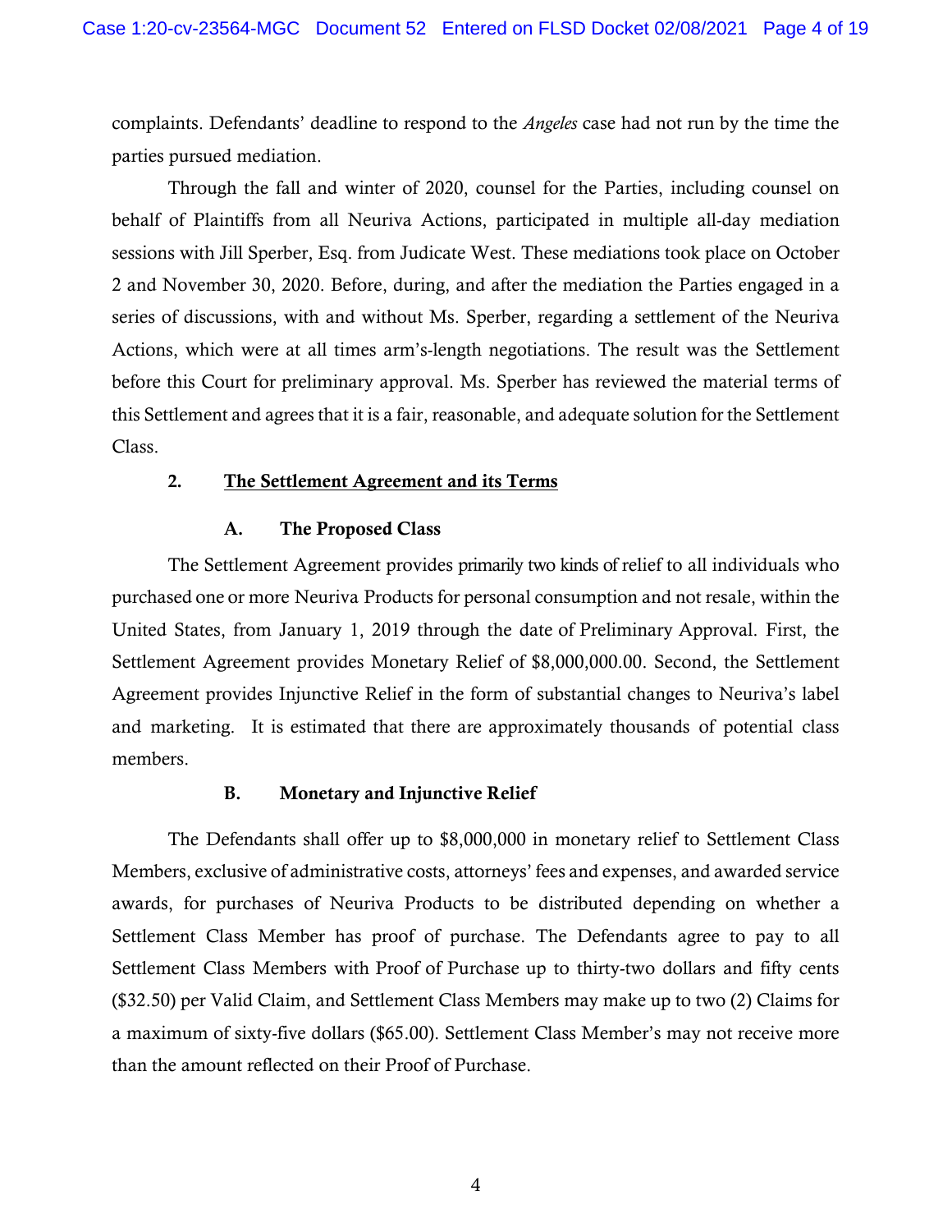complaints. Defendants' deadline to respond to the *Angeles* case had not run by the time the parties pursued mediation.

Through the fall and winter of 2020, counsel for the Parties, including counsel on behalf of Plaintiffs from all Neuriva Actions, participated in multiple all-day mediation sessions with Jill Sperber, Esq. from Judicate West. These mediations took place on October 2 and November 30, 2020. Before, during, and after the mediation the Parties engaged in a series of discussions, with and without Ms. Sperber, regarding a settlement of the Neuriva Actions, which were at all times arm's-length negotiations. The result was the Settlement before this Court for preliminary approval. Ms. Sperber has reviewed the material terms of this Settlement and agrees that it is a fair, reasonable, and adequate solution for the Settlement Class.

### 2. <u>The Settlement Agreement and its Terms</u>

#### A. The Proposed Class

The Settlement Agreement provides primarily two kinds of relief to all individuals who purchased one or more Neuriva Products for personal consumption and not resale, within the United States, from January 1, 2019 through the date of Preliminary Approval. First, the Settlement Agreement provides Monetary Relief of $8,000,000.00. Second, the Settlement Agreement provides Injunctive Relief in the form of substantial changes to Neuriva's label and marketing. It is estimated that there are approximately thousands of potential class members.

#### B. Monetary and Injunctive Relief

The Defendants shall offer up to $8,000,000 in monetary relief to Settlement Class Members, exclusive of administrative costs, attorneys' fees and expenses, and awarded service awards, for purchases of Neuriva Products to be distributed depending on whether a Settlement Class Member has proof of purchase. The Defendants agree to pay to all Settlement Class Members with Proof of Purchase up to thirty-two dollars and fifty cents ($32.50) per Valid Claim, and Settlement Class Members may make up to two (2) Claims for a maximum of sixty-five dollars ($65.00). Settlement Class Member's may not receive more than the amount reflected on their Proof of Purchase.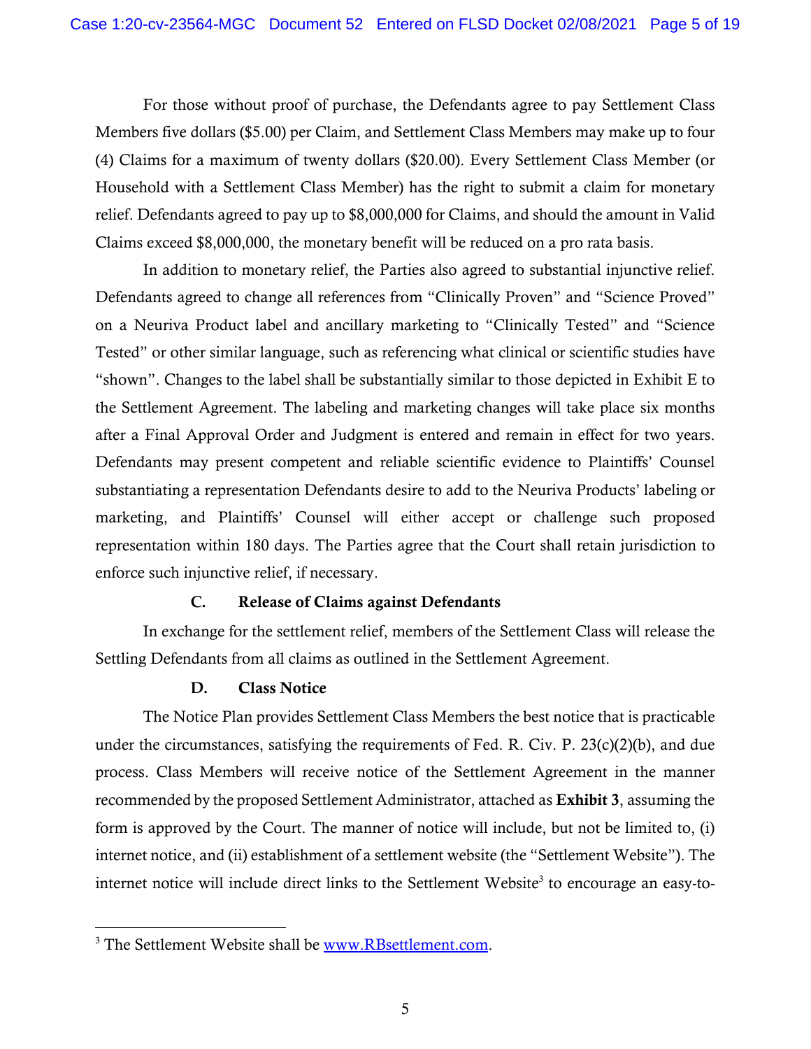For those without proof of purchase, the Defendants agree to pay Settlement Class Members five dollars ($5.00) per Claim, and Settlement Class Members may make up to four (4) Claims for a maximum of twenty dollars ($20.00). Every Settlement Class Member (or Household with a Settlement Class Member) has the right to submit a claim for monetary relief. Defendants agreed to pay up to $8,000,000 for Claims, and should the amount in Valid Claims exceed $8,000,000, the monetary benefit will be reduced on a pro rata basis.

In addition to monetary relief, the Parties also agreed to substantial injunctive relief. Defendants agreed to change all references from "Clinically Proven" and "Science Proved" on a Neuriva Product label and ancillary marketing to "Clinically Tested" and "Science Tested" or other similar language, such as referencing what clinical or scientific studies have "shown". Changes to the label shall be substantially similar to those depicted in Exhibit E to the Settlement Agreement. The labeling and marketing changes will take place six months after a Final Approval Order and Judgment is entered and remain in effect for two years. Defendants may present competent and reliable scientific evidence to Plaintiffs' Counsel substantiating a representation Defendants desire to add to the Neuriva Products' labeling or marketing, and Plaintiffs' Counsel will either accept or challenge such proposed representation within 180 days. The Parties agree that the Court shall retain jurisdiction to enforce such injunctive relief, if necessary.

### C. Release of Claims against Defendants

In exchange for the settlement relief, members of the Settlement Class will release the Settling Defendants from all claims as outlined in the Settlement Agreement.

### D. Class Notice

The Notice Plan provides Settlement Class Members the best notice that is practicable under the circumstances, satisfying the requirements of Fed. R. Civ. P. 23(c)(2)(b), and due process. Class Members will receive notice of the Settlement Agreement in the manner recommended by the proposed Settlement Administrator, attached as **Exhibit 3**, assuming the form is approved by the Court. The manner of notice will include, but not be limited to, (i) internet notice, and (ii) establishment of a settlement website (the "Settlement Website"). The internet notice will include direct links to the Settlement Website[3] to encourage an easy-to-

[3] The Settlement Website shall be www.RBsettlement.com.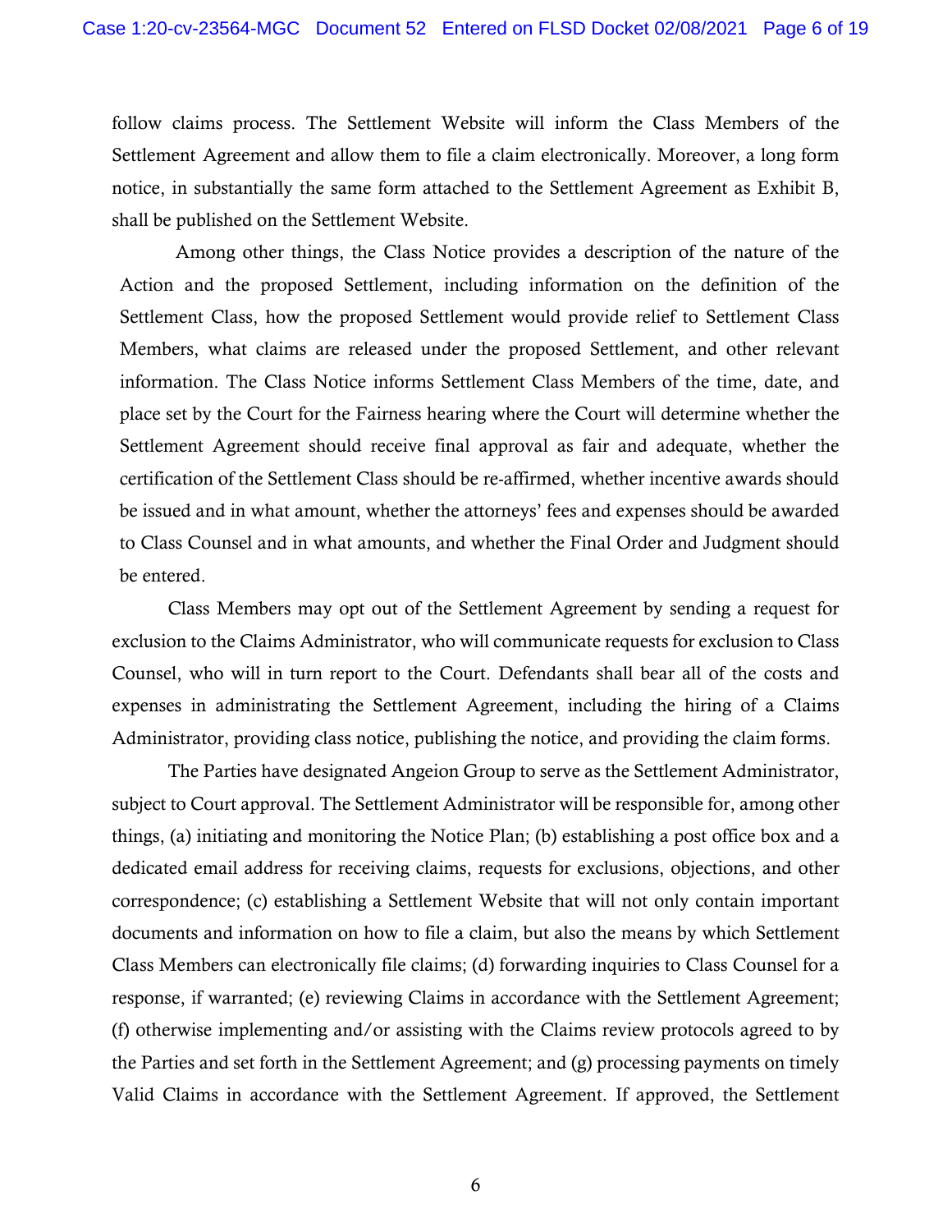follow claims process. The Settlement Website will inform the Class Members of the Settlement Agreement and allow them to file a claim electronically. Moreover, a long form notice, in substantially the same form attached to the Settlement Agreement as Exhibit B, shall be published on the Settlement Website.

Among other things, the Class Notice provides a description of the nature of the Action and the proposed Settlement, including information on the definition of the Settlement Class, how the proposed Settlement would provide relief to Settlement Class Members, what claims are released under the proposed Settlement, and other relevant information. The Class Notice informs Settlement Class Members of the time, date, and place set by the Court for the Fairness hearing where the Court will determine whether the Settlement Agreement should receive final approval as fair and adequate, whether the certification of the Settlement Class should be re-affirmed, whether incentive awards should be issued and in what amount, whether the attorneys' fees and expenses should be awarded to Class Counsel and in what amounts, and whether the Final Order and Judgment should be entered.

Class Members may opt out of the Settlement Agreement by sending a request for exclusion to the Claims Administrator, who will communicate requests for exclusion to Class Counsel, who will in turn report to the Court. Defendants shall bear all of the costs and expenses in administrating the Settlement Agreement, including the hiring of a Claims Administrator, providing class notice, publishing the notice, and providing the claim forms.

The Parties have designated Angeion Group to serve as the Settlement Administrator, subject to Court approval. The Settlement Administrator will be responsible for, among other things, (a) initiating and monitoring the Notice Plan; (b) establishing a post office box and a dedicated email address for receiving claims, requests for exclusions, objections, and other correspondence; (c) establishing a Settlement Website that will not only contain important documents and information on how to file a claim, but also the means by which Settlement Class Members can electronically file claims; (d) forwarding inquiries to Class Counsel for a response, if warranted; (e) reviewing Claims in accordance with the Settlement Agreement; (f) otherwise implementing and/or assisting with the Claims review protocols agreed to by the Parties and set forth in the Settlement Agreement; and (g) processing payments on timely Valid Claims in accordance with the Settlement Agreement. If approved, the Settlement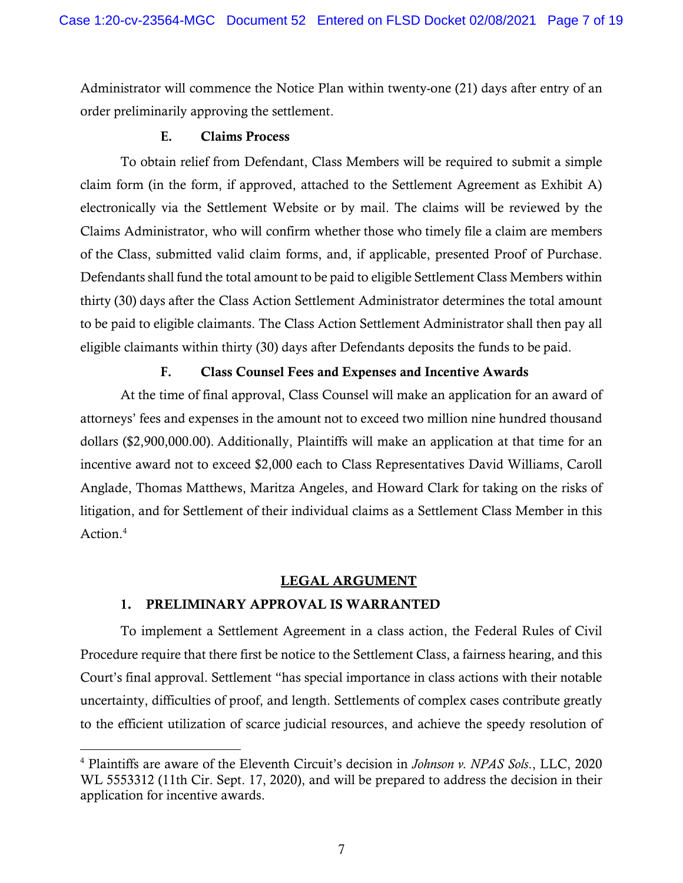Administrator will commence the Notice Plan within twenty-one (21) days after entry of an order preliminarily approving the settlement.

### E. Claims Process

To obtain relief from Defendant, Class Members will be required to submit a simple claim form (in the form, if approved, attached to the Settlement Agreement as Exhibit A) electronically via the Settlement Website or by mail. The claims will be reviewed by the Claims Administrator, who will confirm whether those who timely file a claim are members of the Class, submitted valid claim forms, and, if applicable, presented Proof of Purchase. Defendants shall fund the total amount to be paid to eligible Settlement Class Members within thirty (30) days after the Class Action Settlement Administrator determines the total amount to be paid to eligible claimants. The Class Action Settlement Administrator shall then pay all eligible claimants within thirty (30) days after Defendants deposits the funds to be paid.

### F. Class Counsel Fees and Expenses and Incentive Awards

At the time of final approval, Class Counsel will make an application for an award of attorneys' fees and expenses in the amount not to exceed two million nine hundred thousand dollars ($2,900,000.00). Additionally, Plaintiffs will make an application at that time for an incentive award not to exceed $2,000 each to Class Representatives David Williams, Caroll Anglade, Thomas Matthews, Maritza Angeles, and Howard Clark for taking on the risks of litigation, and for Settlement of their individual claims as a Settlement Class Member in this Action.[4]

## LEGAL ARGUMENT

### 1. PRELIMINARY APPROVAL IS WARRANTED

To implement a Settlement Agreement in a class action, the Federal Rules of Civil Procedure require that there first be notice to the Settlement Class, a fairness hearing, and this Court's final approval. Settlement "has special importance in class actions with their notable uncertainty, difficulties of proof, and length. Settlements of complex cases contribute greatly to the efficient utilization of scarce judicial resources, and achieve the speedy resolution of

---

[4] Plaintiffs are aware of the Eleventh Circuit's decision in *Johnson v. NPAS Sols.*, LLC, 2020 WL 5553312 (11th Cir. Sept. 17, 2020), and will be prepared to address the decision in their application for incentive awards.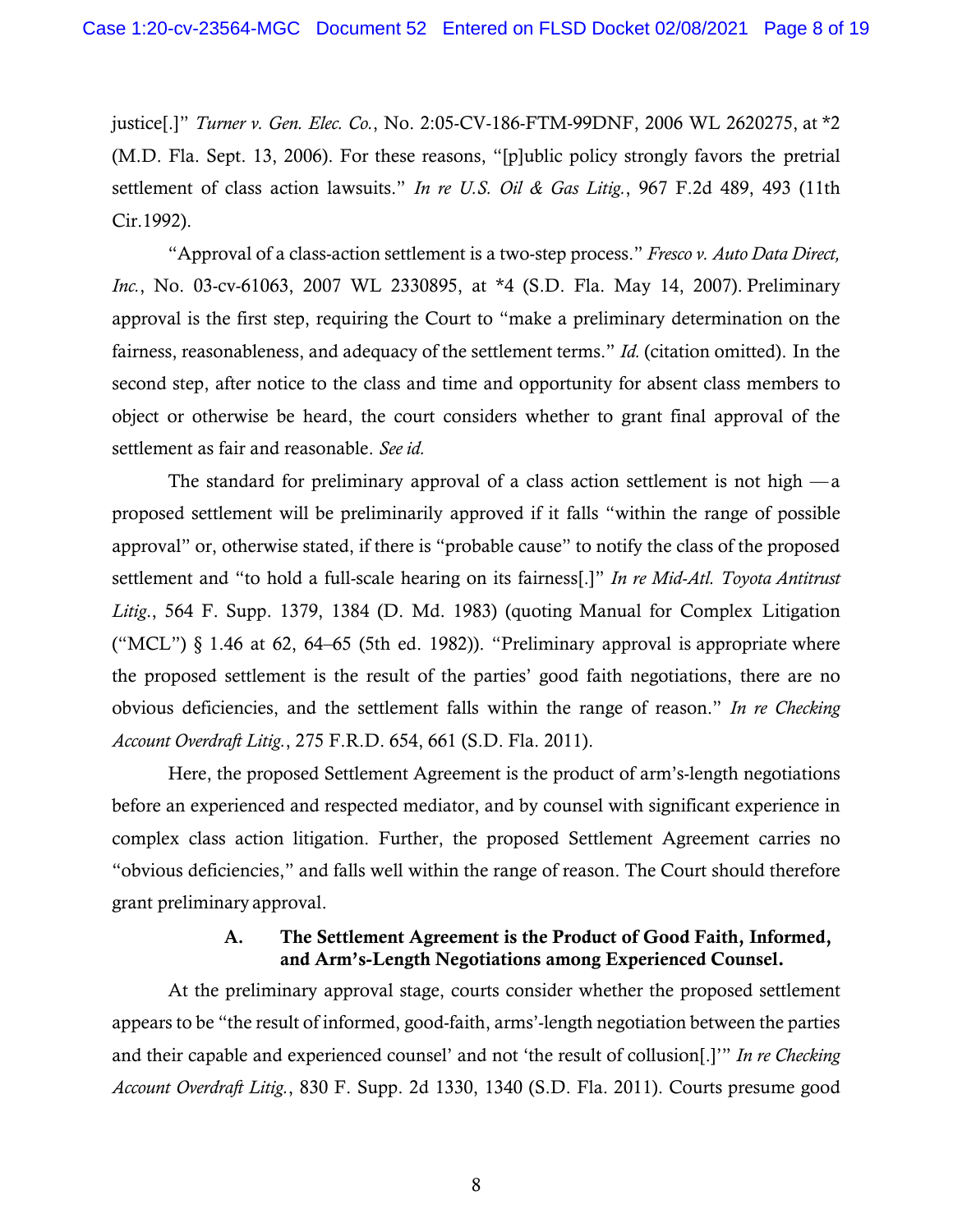justice[.]" *Turner v. Gen. Elec. Co.*, No. 2:05-CV-186-FTM-99DNF, 2006 WL 2620275, at *2 (M.D. Fla. Sept. 13, 2006). For these reasons, "[p]ublic policy strongly favors the pretrial settlement of class action lawsuits." *In re U.S. Oil & Gas Litig.*, 967 F.2d 489, 493 (11th Cir.1992).

"Approval of a class-action settlement is a two-step process." *Fresco v. Auto Data Direct, Inc.*, No. 03-cv-61063, 2007 WL 2330895, at *4 (S.D. Fla. May 14, 2007). Preliminary approval is the first step, requiring the Court to "make a preliminary determination on the fairness, reasonableness, and adequacy of the settlement terms." *Id.* (citation omitted). In the second step, after notice to the class and time and opportunity for absent class members to object or otherwise be heard, the court considers whether to grant final approval of the settlement as fair and reasonable. *See id.*

The standard for preliminary approval of a class action settlement is not high —a proposed settlement will be preliminarily approved if it falls "within the range of possible approval" or, otherwise stated, if there is "probable cause" to notify the class of the proposed settlement and "to hold a full-scale hearing on its fairness[.]" *In re Mid-Atl. Toyota Antitrust Litig.*, 564 F. Supp. 1379, 1384 (D. Md. 1983) (quoting Manual for Complex Litigation ("MCL") § 1.46 at 62, 64–65 (5th ed. 1982)). "Preliminary approval is appropriate where the proposed settlement is the result of the parties' good faith negotiations, there are no obvious deficiencies, and the settlement falls within the range of reason." *In re Checking Account Overdraft Litig.*, 275 F.R.D. 654, 661 (S.D. Fla. 2011).

Here, the proposed Settlement Agreement is the product of arm's-length negotiations before an experienced and respected mediator, and by counsel with significant experience in complex class action litigation. Further, the proposed Settlement Agreement carries no "obvious deficiencies," and falls well within the range of reason. The Court should therefore grant preliminary approval.

### A. The Settlement Agreement is the Product of Good Faith, Informed, and Arm's-Length Negotiations among Experienced Counsel.

At the preliminary approval stage, courts consider whether the proposed settlement appears to be "the result of informed, good-faith, arms'-length negotiation between the parties and their capable and experienced counsel' and not 'the result of collusion[.]'" *In re Checking Account Overdraft Litig.*, 830 F. Supp. 2d 1330, 1340 (S.D. Fla. 2011). Courts presume good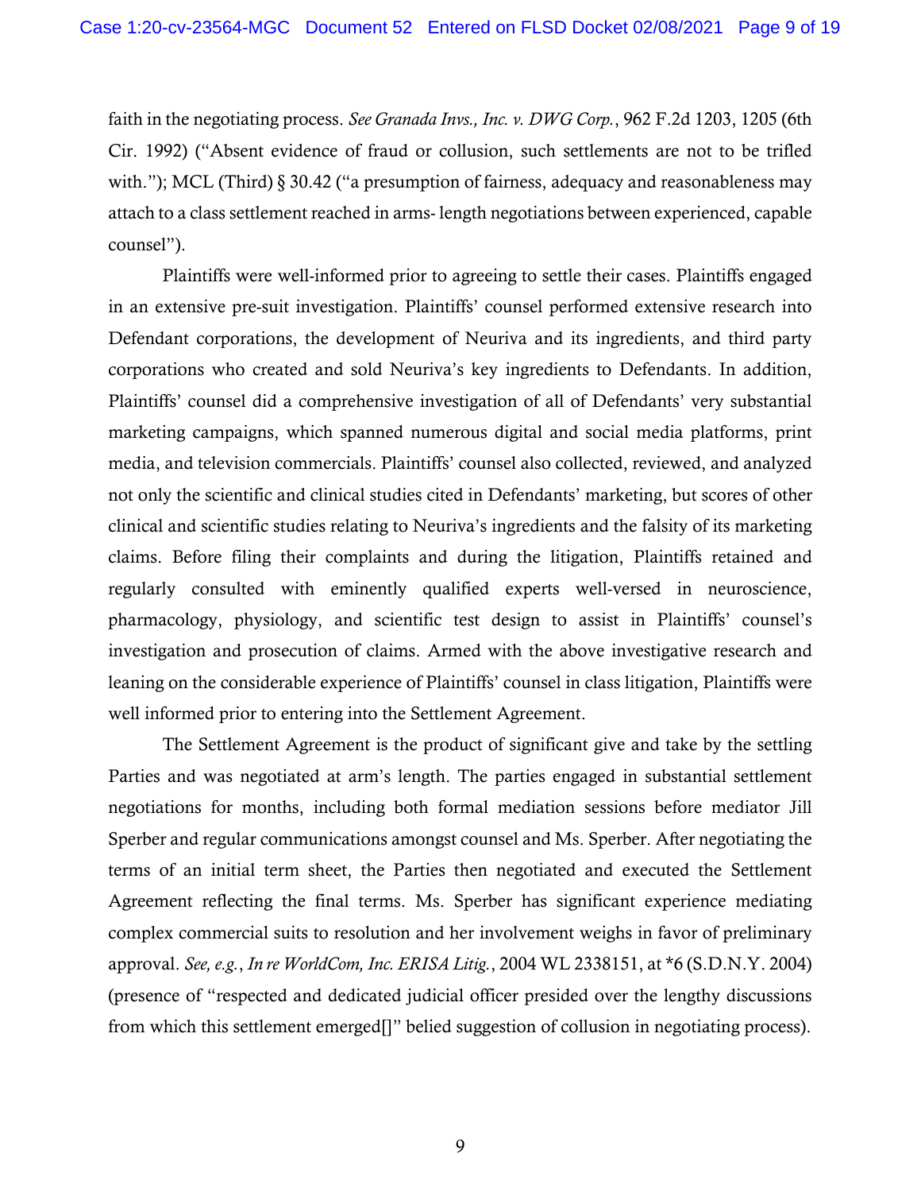faith in the negotiating process. *See Granada Invs., Inc. v. DWG Corp.*, 962 F.2d 1203, 1205 (6th Cir. 1992) ("Absent evidence of fraud or collusion, such settlements are not to be trifled with."); MCL (Third) § 30.42 ("a presumption of fairness, adequacy and reasonableness may attach to a class settlement reached in arms- length negotiations between experienced, capable counsel").

Plaintiffs were well-informed prior to agreeing to settle their cases. Plaintiffs engaged in an extensive pre-suit investigation. Plaintiffs' counsel performed extensive research into Defendant corporations, the development of Neuriva and its ingredients, and third party corporations who created and sold Neuriva's key ingredients to Defendants. In addition, Plaintiffs' counsel did a comprehensive investigation of all of Defendants' very substantial marketing campaigns, which spanned numerous digital and social media platforms, print media, and television commercials. Plaintiffs' counsel also collected, reviewed, and analyzed not only the scientific and clinical studies cited in Defendants' marketing, but scores of other clinical and scientific studies relating to Neuriva's ingredients and the falsity of its marketing claims. Before filing their complaints and during the litigation, Plaintiffs retained and regularly consulted with eminently qualified experts well-versed in neuroscience, pharmacology, physiology, and scientific test design to assist in Plaintiffs' counsel's investigation and prosecution of claims. Armed with the above investigative research and leaning on the considerable experience of Plaintiffs' counsel in class litigation, Plaintiffs were well informed prior to entering into the Settlement Agreement.

The Settlement Agreement is the product of significant give and take by the settling Parties and was negotiated at arm's length. The parties engaged in substantial settlement negotiations for months, including both formal mediation sessions before mediator Jill Sperber and regular communications amongst counsel and Ms. Sperber. After negotiating the terms of an initial term sheet, the Parties then negotiated and executed the Settlement Agreement reflecting the final terms. Ms. Sperber has significant experience mediating complex commercial suits to resolution and her involvement weighs in favor of preliminary approval. *See, e.g.*, *In re WorldCom, Inc. ERISA Litig.*, 2004 WL 2338151, at *6 (S.D.N.Y. 2004) (presence of "respected and dedicated judicial officer presided over the lengthy discussions from which this settlement emerged[]" belied suggestion of collusion in negotiating process).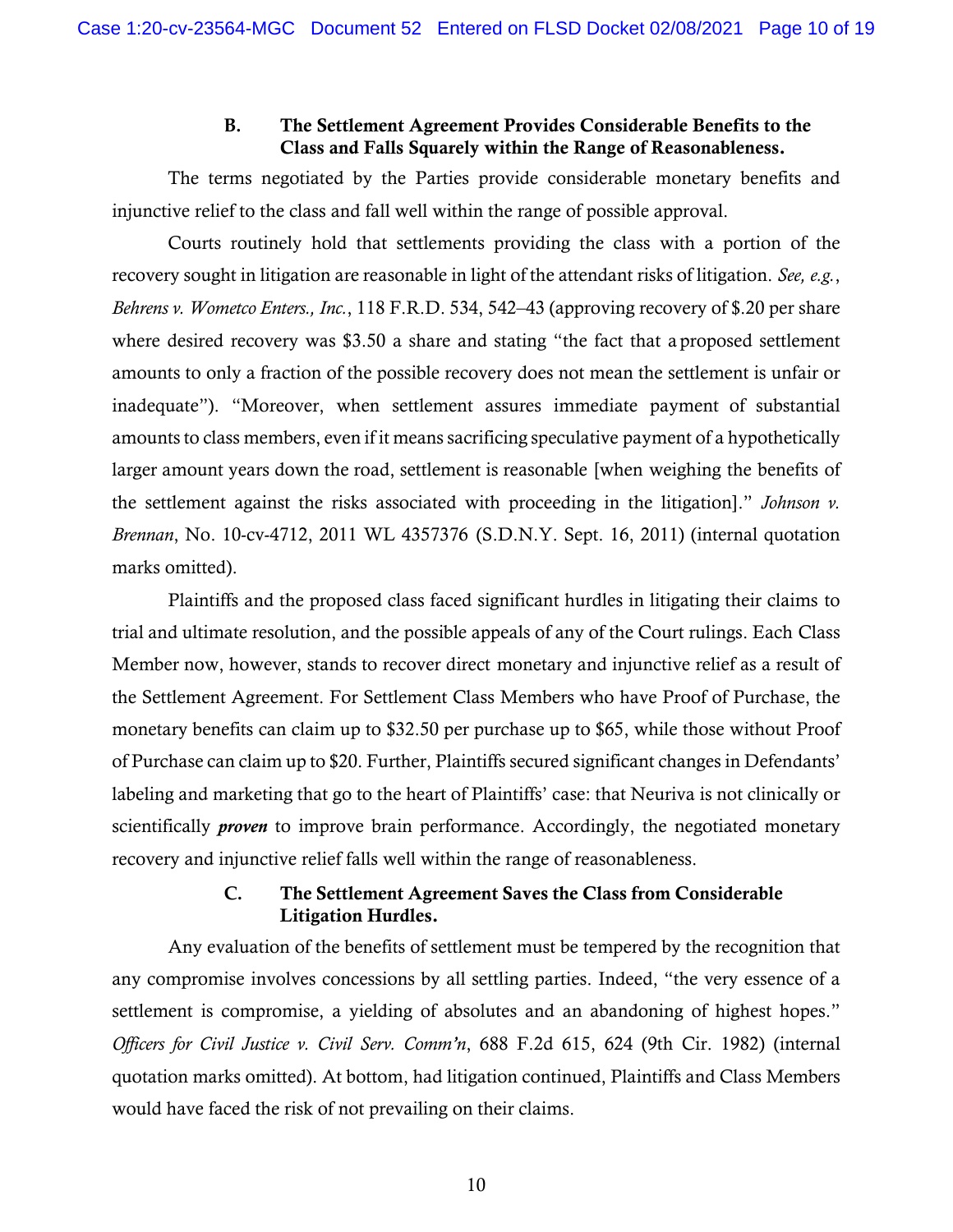### B. The Settlement Agreement Provides Considerable Benefits to the Class and Falls Squarely within the Range of Reasonableness.

The terms negotiated by the Parties provide considerable monetary benefits and injunctive relief to the class and fall well within the range of possible approval.

Courts routinely hold that settlements providing the class with a portion of the recovery sought in litigation are reasonable in light of the attendant risks of litigation. *See, e.g.*, *Behrens v. Wometco Enters., Inc.*, 118 F.R.D. 534, 542–43 (approving recovery of $.20 per share where desired recovery was $3.50 a share and stating "the fact that a proposed settlement amounts to only a fraction of the possible recovery does not mean the settlement is unfair or inadequate"). "Moreover, when settlement assures immediate payment of substantial amounts to class members, even if it means sacrificing speculative payment of a hypothetically larger amount years down the road, settlement is reasonable [when weighing the benefits of the settlement against the risks associated with proceeding in the litigation]." *Johnson v. Brennan*, No. 10-cv-4712, 2011 WL 4357376 (S.D.N.Y. Sept. 16, 2011) (internal quotation marks omitted).

Plaintiffs and the proposed class faced significant hurdles in litigating their claims to trial and ultimate resolution, and the possible appeals of any of the Court rulings. Each Class Member now, however, stands to recover direct monetary and injunctive relief as a result of the Settlement Agreement. For Settlement Class Members who have Proof of Purchase, the monetary benefits can claim up to $32.50 per purchase up to $65, while those without Proof of Purchase can claim up to $20. Further, Plaintiffs secured significant changes in Defendants' labeling and marketing that go to the heart of Plaintiffs' case: that Neuriva is not clinically or scientifically ***proven*** to improve brain performance. Accordingly, the negotiated monetary recovery and injunctive relief falls well within the range of reasonableness.

### C. The Settlement Agreement Saves the Class from Considerable Litigation Hurdles.

Any evaluation of the benefits of settlement must be tempered by the recognition that any compromise involves concessions by all settling parties. Indeed, "the very essence of a settlement is compromise, a yielding of absolutes and an abandoning of highest hopes." *Officers for Civil Justice v. Civil Serv. Comm'n*, 688 F.2d 615, 624 (9th Cir. 1982) (internal quotation marks omitted). At bottom, had litigation continued, Plaintiffs and Class Members would have faced the risk of not prevailing on their claims.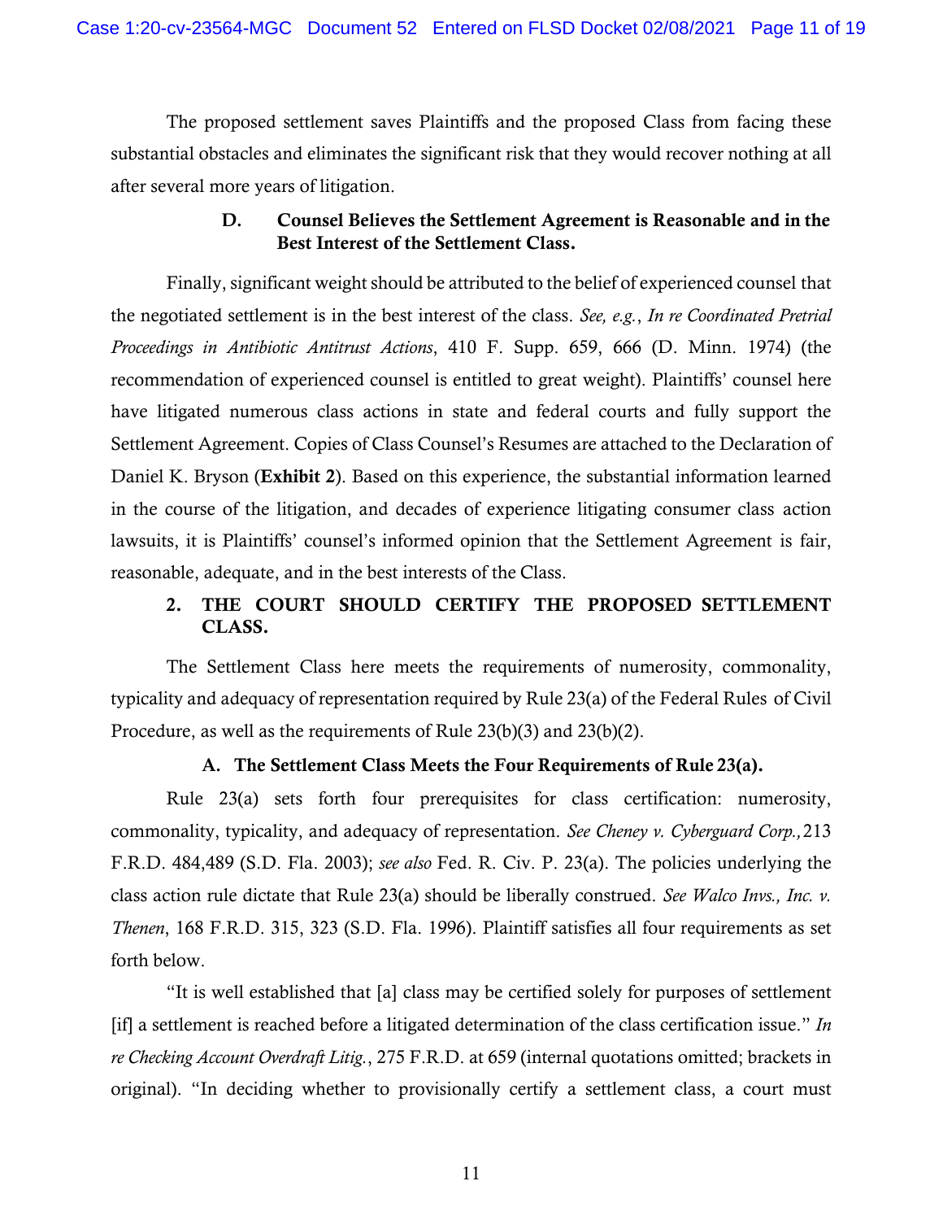The proposed settlement saves Plaintiffs and the proposed Class from facing these substantial obstacles and eliminates the significant risk that they would recover nothing at all after several more years of litigation.

### D. Counsel Believes the Settlement Agreement is Reasonable and in the Best Interest of the Settlement Class.

Finally, significant weight should be attributed to the belief of experienced counsel that the negotiated settlement is in the best interest of the class. *See, e.g.*, *In re Coordinated Pretrial Proceedings in Antibiotic Antitrust Actions*, 410 F. Supp. 659, 666 (D. Minn. 1974) (the recommendation of experienced counsel is entitled to great weight). Plaintiffs' counsel here have litigated numerous class actions in state and federal courts and fully support the Settlement Agreement. Copies of Class Counsel's Resumes are attached to the Declaration of Daniel K. Bryson (**Exhibit 2**). Based on this experience, the substantial information learned in the course of the litigation, and decades of experience litigating consumer class action lawsuits, it is Plaintiffs' counsel's informed opinion that the Settlement Agreement is fair, reasonable, adequate, and in the best interests of the Class.

## 2. THE COURT SHOULD CERTIFY THE PROPOSED SETTLEMENT CLASS.

The Settlement Class here meets the requirements of numerosity, commonality, typicality and adequacy of representation required by Rule 23(a) of the Federal Rules of Civil Procedure, as well as the requirements of Rule 23(b)(3) and 23(b)(2).

### A. The Settlement Class Meets the Four Requirements of Rule 23(a).

Rule 23(a) sets forth four prerequisites for class certification: numerosity, commonality, typicality, and adequacy of representation. *See Cheney v. Cyberguard Corp.,* 213 F.R.D. 484,489 (S.D. Fla. 2003); *see also* Fed. R. Civ. P. 23(a). The policies underlying the class action rule dictate that Rule 23(a) should be liberally construed. *See Walco Invs., Inc. v. Thenen*, 168 F.R.D. 315, 323 (S.D. Fla. 1996). Plaintiff satisfies all four requirements as set forth below.

"It is well established that [a] class may be certified solely for purposes of settlement [if] a settlement is reached before a litigated determination of the class certification issue." *In re Checking Account Overdraft Litig.*, 275 F.R.D. at 659 (internal quotations omitted; brackets in original). "In deciding whether to provisionally certify a settlement class, a court must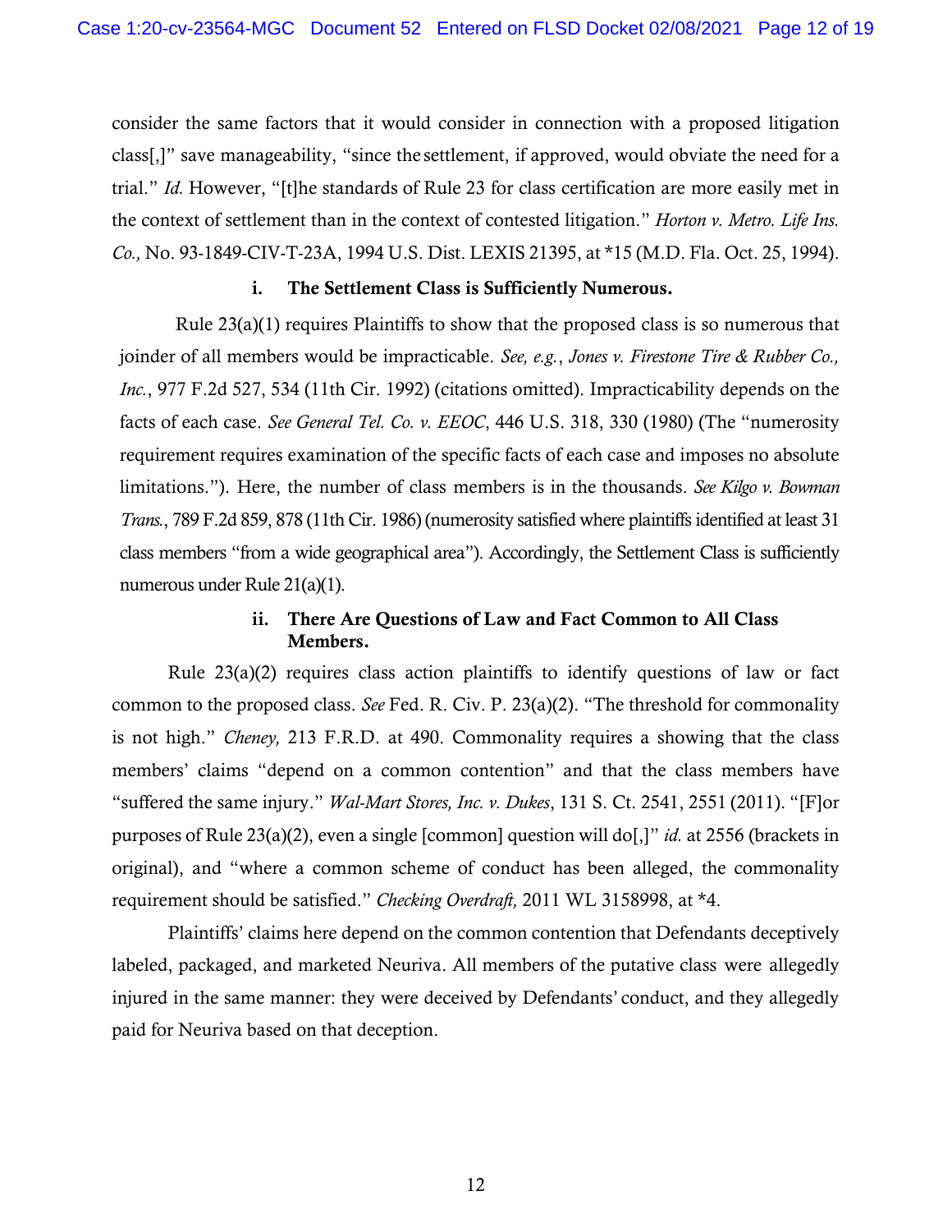consider the same factors that it would consider in connection with a proposed litigation class[,]" save manageability, "since the settlement, if approved, would obviate the need for a trial." *Id.* However, "[t]he standards of Rule 23 for class certification are more easily met in the context of settlement than in the context of contested litigation." *Horton v. Metro. Life Ins. Co.,* No. 93-1849-CIV-T-23A, 1994 U.S. Dist. LEXIS 21395, at *15 (M.D. Fla. Oct. 25, 1994).

#### i. The Settlement Class is Sufficiently Numerous.

Rule 23(a)(1) requires Plaintiffs to show that the proposed class is so numerous that joinder of all members would be impracticable. *See, e.g.*, *Jones v. Firestone Tire & Rubber Co., Inc.*, 977 F.2d 527, 534 (11th Cir. 1992) (citations omitted). Impracticability depends on the facts of each case. *See General Tel. Co. v. EEOC*, 446 U.S. 318, 330 (1980) (The "numerosity requirement requires examination of the specific facts of each case and imposes no absolute limitations."). Here, the number of class members is in the thousands. *See Kilgo v. Bowman Trans.*, 789 F.2d 859, 878 (11th Cir. 1986) (numerosity satisfied where plaintiffs identified at least 31 class members "from a wide geographical area"). Accordingly, the Settlement Class is sufficiently numerous under Rule 21(a)(1).

#### ii. There Are Questions of Law and Fact Common to All Class Members.

Rule 23(a)(2) requires class action plaintiffs to identify questions of law or fact common to the proposed class. *See* Fed. R. Civ. P. 23(a)(2). "The threshold for commonality is not high." *Cheney,* 213 F.R.D. at 490. Commonality requires a showing that the class members' claims "depend on a common contention" and that the class members have "suffered the same injury." *Wal-Mart Stores, Inc. v. Dukes*, 131 S. Ct. 2541, 2551 (2011). "[F]or purposes of Rule 23(a)(2), even a single [common] question will do[,]" *id.* at 2556 (brackets in original), and "where a common scheme of conduct has been alleged, the commonality requirement should be satisfied." *Checking Overdraft,* 2011 WL 3158998, at *4.

Plaintiffs' claims here depend on the common contention that Defendants deceptively labeled, packaged, and marketed Neuriva. All members of the putative class were allegedly injured in the same manner: they were deceived by Defendants' conduct, and they allegedly paid for Neuriva based on that deception.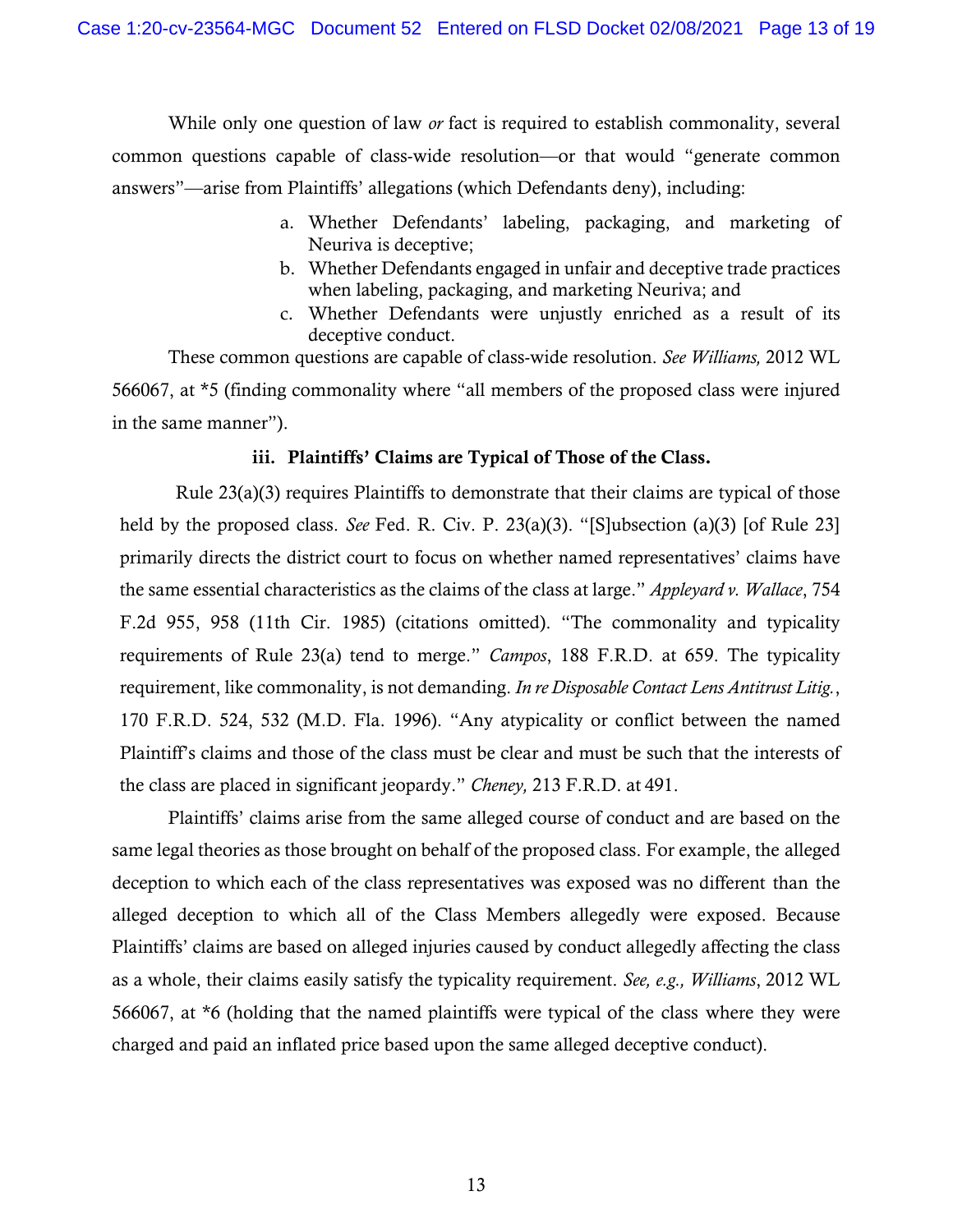While only one question of law *or* fact is required to establish commonality, several common questions capable of class-wide resolution—or that would "generate common answers"—arise from Plaintiffs' allegations (which Defendants deny), including:

a. Whether Defendants' labeling, packaging, and marketing of Neuriva is deceptive;
b. Whether Defendants engaged in unfair and deceptive trade practices when labeling, packaging, and marketing Neuriva; and
c. Whether Defendants were unjustly enriched as a result of its deceptive conduct.

These common questions are capable of class-wide resolution. *See Williams,* 2012 WL 566067, at *5 (finding commonality where "all members of the proposed class were injured in the same manner").

### iii. Plaintiffs' Claims are Typical of Those of the Class.

Rule 23(a)(3) requires Plaintiffs to demonstrate that their claims are typical of those held by the proposed class. *See* Fed. R. Civ. P. 23(a)(3). "[S]ubsection (a)(3) [of Rule 23] primarily directs the district court to focus on whether named representatives' claims have the same essential characteristics as the claims of the class at large." *Appleyard v. Wallace*, 754 F.2d 955, 958 (11th Cir. 1985) (citations omitted). "The commonality and typicality requirements of Rule 23(a) tend to merge." *Campos*, 188 F.R.D. at 659. The typicality requirement, like commonality, is not demanding. *In re Disposable Contact Lens Antitrust Litig.*, 170 F.R.D. 524, 532 (M.D. Fla. 1996). "Any atypicality or conflict between the named Plaintiff's claims and those of the class must be clear and must be such that the interests of the class are placed in significant jeopardy." *Cheney,* 213 F.R.D. at 491.

Plaintiffs' claims arise from the same alleged course of conduct and are based on the same legal theories as those brought on behalf of the proposed class. For example, the alleged deception to which each of the class representatives was exposed was no different than the alleged deception to which all of the Class Members allegedly were exposed. Because Plaintiffs' claims are based on alleged injuries caused by conduct allegedly affecting the class as a whole, their claims easily satisfy the typicality requirement. *See, e.g., Williams*, 2012 WL 566067, at *6 (holding that the named plaintiffs were typical of the class where they were charged and paid an inflated price based upon the same alleged deceptive conduct).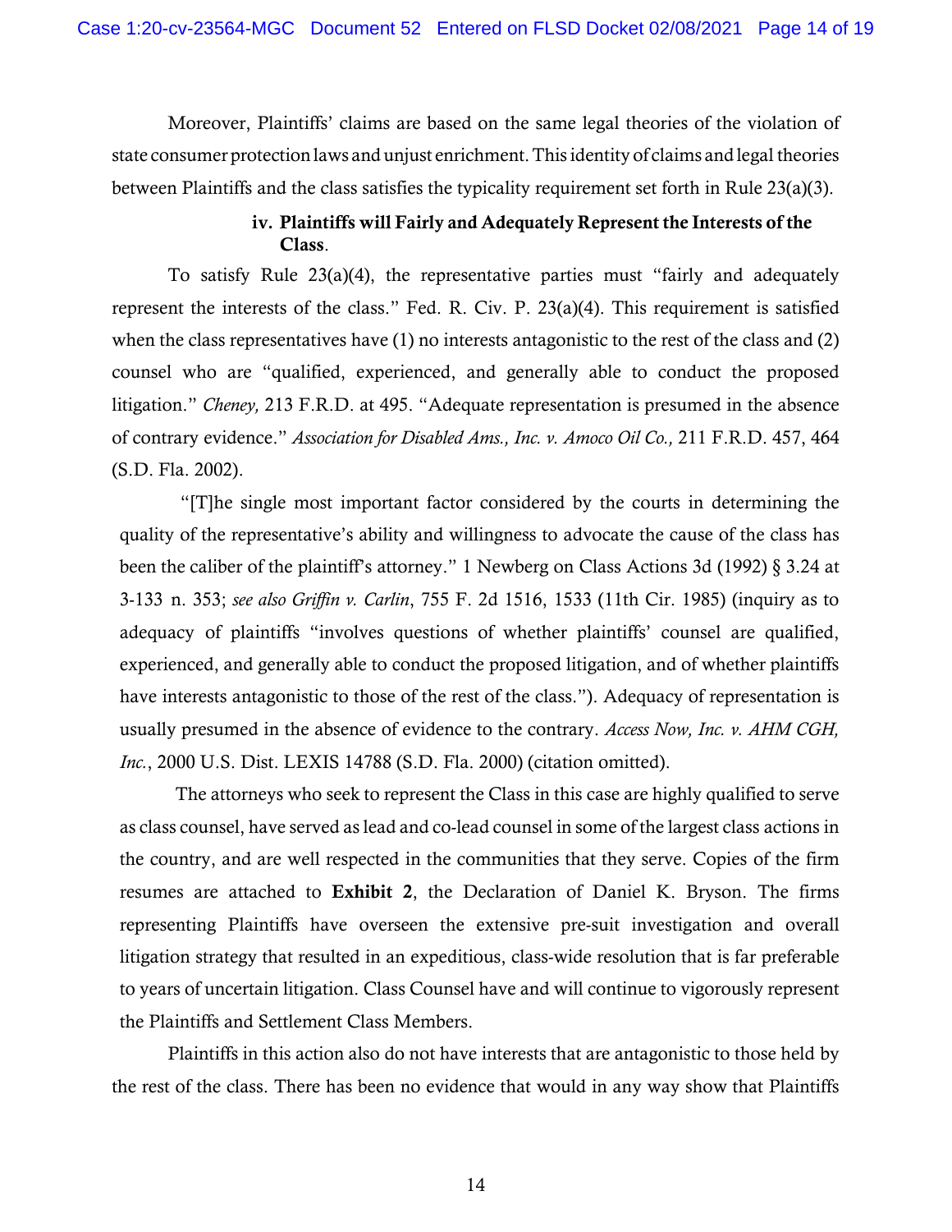Moreover, Plaintiffs' claims are based on the same legal theories of the violation of state consumer protection laws and unjust enrichment. This identity of claims and legal theories between Plaintiffs and the class satisfies the typicality requirement set forth in Rule 23(a)(3).

**iv. Plaintiffs will Fairly and Adequately Represent the Interests of the Class.**

To satisfy Rule 23(a)(4), the representative parties must "fairly and adequately represent the interests of the class." Fed. R. Civ. P. 23(a)(4). This requirement is satisfied when the class representatives have (1) no interests antagonistic to the rest of the class and (2) counsel who are "qualified, experienced, and generally able to conduct the proposed litigation." *Cheney,* 213 F.R.D. at 495. "Adequate representation is presumed in the absence of contrary evidence." *Association for Disabled Ams., Inc. v. Amoco Oil Co.,* 211 F.R.D. 457, 464 (S.D. Fla. 2002).

"[T]he single most important factor considered by the courts in determining the quality of the representative's ability and willingness to advocate the cause of the class has been the caliber of the plaintiff's attorney." 1 Newberg on Class Actions 3d (1992) § 3.24 at 3-133 n. 353; *see also Griffin v. Carlin*, 755 F. 2d 1516, 1533 (11th Cir. 1985) (inquiry as to adequacy of plaintiffs "involves questions of whether plaintiffs' counsel are qualified, experienced, and generally able to conduct the proposed litigation, and of whether plaintiffs have interests antagonistic to those of the rest of the class."). Adequacy of representation is usually presumed in the absence of evidence to the contrary. *Access Now, Inc. v. AHM CGH, Inc.*, 2000 U.S. Dist. LEXIS 14788 (S.D. Fla. 2000) (citation omitted).

The attorneys who seek to represent the Class in this case are highly qualified to serve as class counsel, have served as lead and co-lead counsel in some of the largest class actions in the country, and are well respected in the communities that they serve. Copies of the firm resumes are attached to **Exhibit 2**, the Declaration of Daniel K. Bryson. The firms representing Plaintiffs have overseen the extensive pre-suit investigation and overall litigation strategy that resulted in an expeditious, class-wide resolution that is far preferable to years of uncertain litigation. Class Counsel have and will continue to vigorously represent the Plaintiffs and Settlement Class Members.

Plaintiffs in this action also do not have interests that are antagonistic to those held by the rest of the class. There has been no evidence that would in any way show that Plaintiffs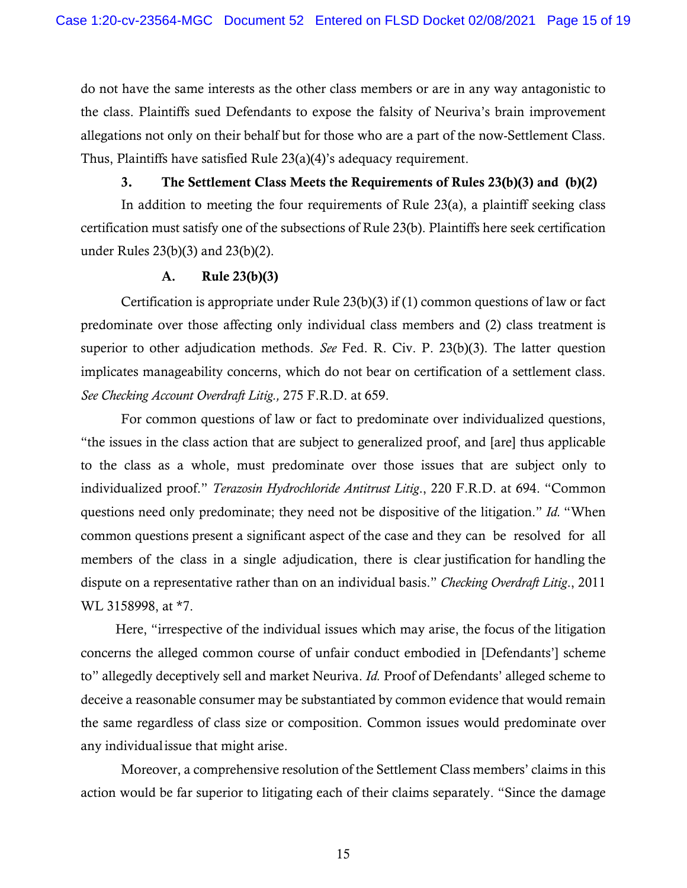do not have the same interests as the other class members or are in any way antagonistic to the class. Plaintiffs sued Defendants to expose the falsity of Neuriva's brain improvement allegations not only on their behalf but for those who are a part of the now-Settlement Class. Thus, Plaintiffs have satisfied Rule 23(a)(4)'s adequacy requirement.

### 3. The Settlement Class Meets the Requirements of Rules 23(b)(3) and (b)(2)

In addition to meeting the four requirements of Rule 23(a), a plaintiff seeking class certification must satisfy one of the subsections of Rule 23(b). Plaintiffs here seek certification under Rules 23(b)(3) and 23(b)(2).

#### A. Rule 23(b)(3)

Certification is appropriate under Rule 23(b)(3) if (1) common questions of law or fact predominate over those affecting only individual class members and (2) class treatment is superior to other adjudication methods. *See* Fed. R. Civ. P. 23(b)(3). The latter question implicates manageability concerns, which do not bear on certification of a settlement class. *See Checking Account Overdraft Litig.,* 275 F.R.D. at 659.

For common questions of law or fact to predominate over individualized questions, "the issues in the class action that are subject to generalized proof, and [are] thus applicable to the class as a whole, must predominate over those issues that are subject only to individualized proof." *Terazosin Hydrochloride Antitrust Litig*., 220 F.R.D. at 694. "Common questions need only predominate; they need not be dispositive of the litigation." *Id.* "When common questions present a significant aspect of the case and they can be resolved for all members of the class in a single adjudication, there is clear justification for handling the dispute on a representative rather than on an individual basis." *Checking Overdraft Litig*., 2011 WL 3158998, at *7.

Here, "irrespective of the individual issues which may arise, the focus of the litigation concerns the alleged common course of unfair conduct embodied in [Defendants'] scheme to" allegedly deceptively sell and market Neuriva. *Id.* Proof of Defendants' alleged scheme to deceive a reasonable consumer may be substantiated by common evidence that would remain the same regardless of class size or composition. Common issues would predominate over any individual issue that might arise.

Moreover, a comprehensive resolution of the Settlement Class members' claims in this action would be far superior to litigating each of their claims separately. "Since the damage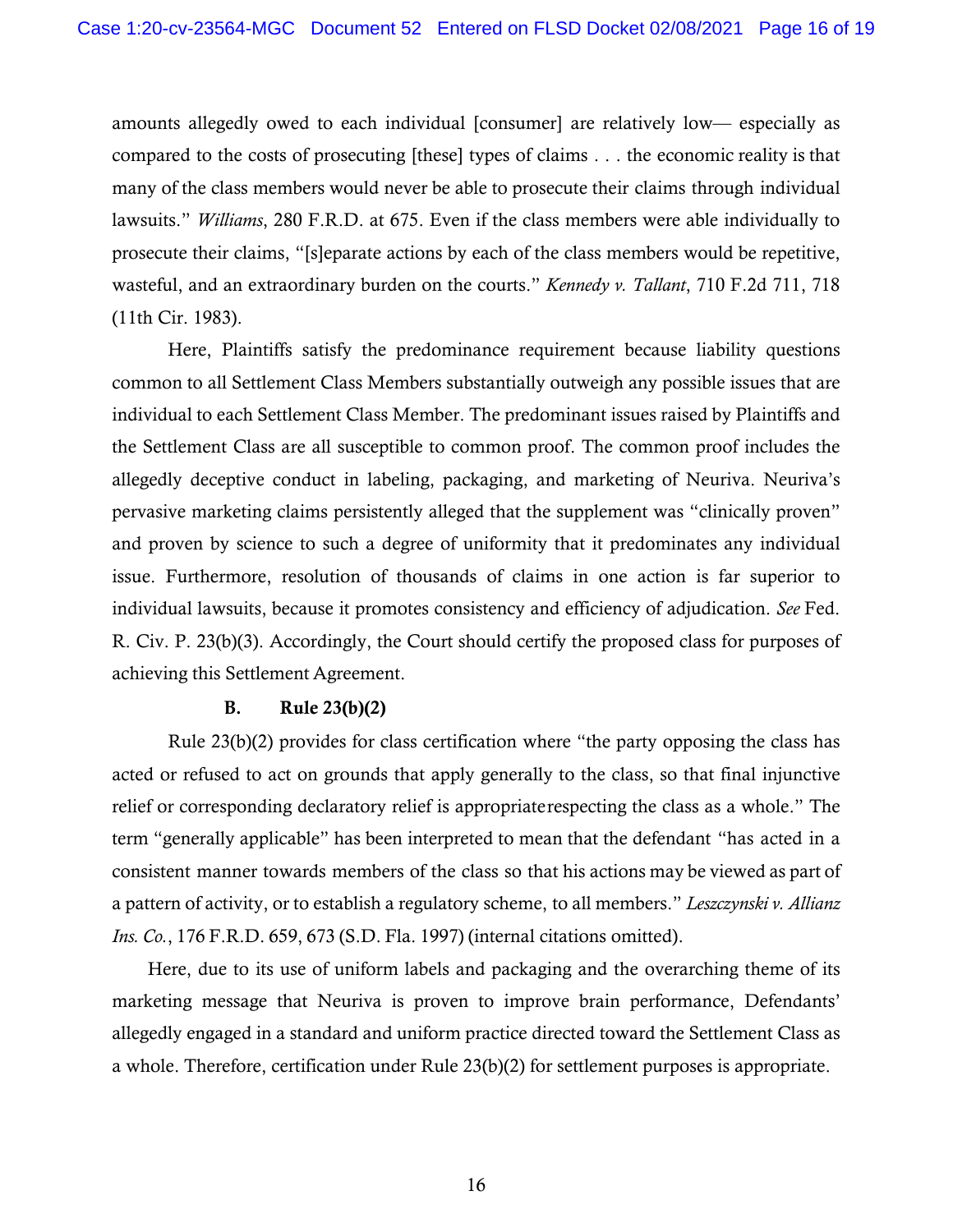amounts allegedly owed to each individual [consumer] are relatively low— especially as compared to the costs of prosecuting [these] types of claims . . . the economic reality is that many of the class members would never be able to prosecute their claims through individual lawsuits." *Williams*, 280 F.R.D. at 675. Even if the class members were able individually to prosecute their claims, "[s]eparate actions by each of the class members would be repetitive, wasteful, and an extraordinary burden on the courts." *Kennedy v. Tallant*, 710 F.2d 711, 718 (11th Cir. 1983).

Here, Plaintiffs satisfy the predominance requirement because liability questions common to all Settlement Class Members substantially outweigh any possible issues that are individual to each Settlement Class Member. The predominant issues raised by Plaintiffs and the Settlement Class are all susceptible to common proof. The common proof includes the allegedly deceptive conduct in labeling, packaging, and marketing of Neuriva. Neuriva's pervasive marketing claims persistently alleged that the supplement was "clinically proven" and proven by science to such a degree of uniformity that it predominates any individual issue. Furthermore, resolution of thousands of claims in one action is far superior to individual lawsuits, because it promotes consistency and efficiency of adjudication. *See* Fed. R. Civ. P. 23(b)(3). Accordingly, the Court should certify the proposed class for purposes of achieving this Settlement Agreement.

### B. Rule 23(b)(2)

Rule 23(b)(2) provides for class certification where "the party opposing the class has acted or refused to act on grounds that apply generally to the class, so that final injunctive relief or corresponding declaratory relief is appropriaterespecting the class as a whole." The term "generally applicable" has been interpreted to mean that the defendant "has acted in a consistent manner towards members of the class so that his actions may be viewed as part of a pattern of activity, or to establish a regulatory scheme, to all members." *Leszczynski v. Allianz Ins. Co.*, 176 F.R.D. 659, 673 (S.D. Fla. 1997) (internal citations omitted).

Here, due to its use of uniform labels and packaging and the overarching theme of its marketing message that Neuriva is proven to improve brain performance, Defendants' allegedly engaged in a standard and uniform practice directed toward the Settlement Class as a whole. Therefore, certification under Rule 23(b)(2) for settlement purposes is appropriate.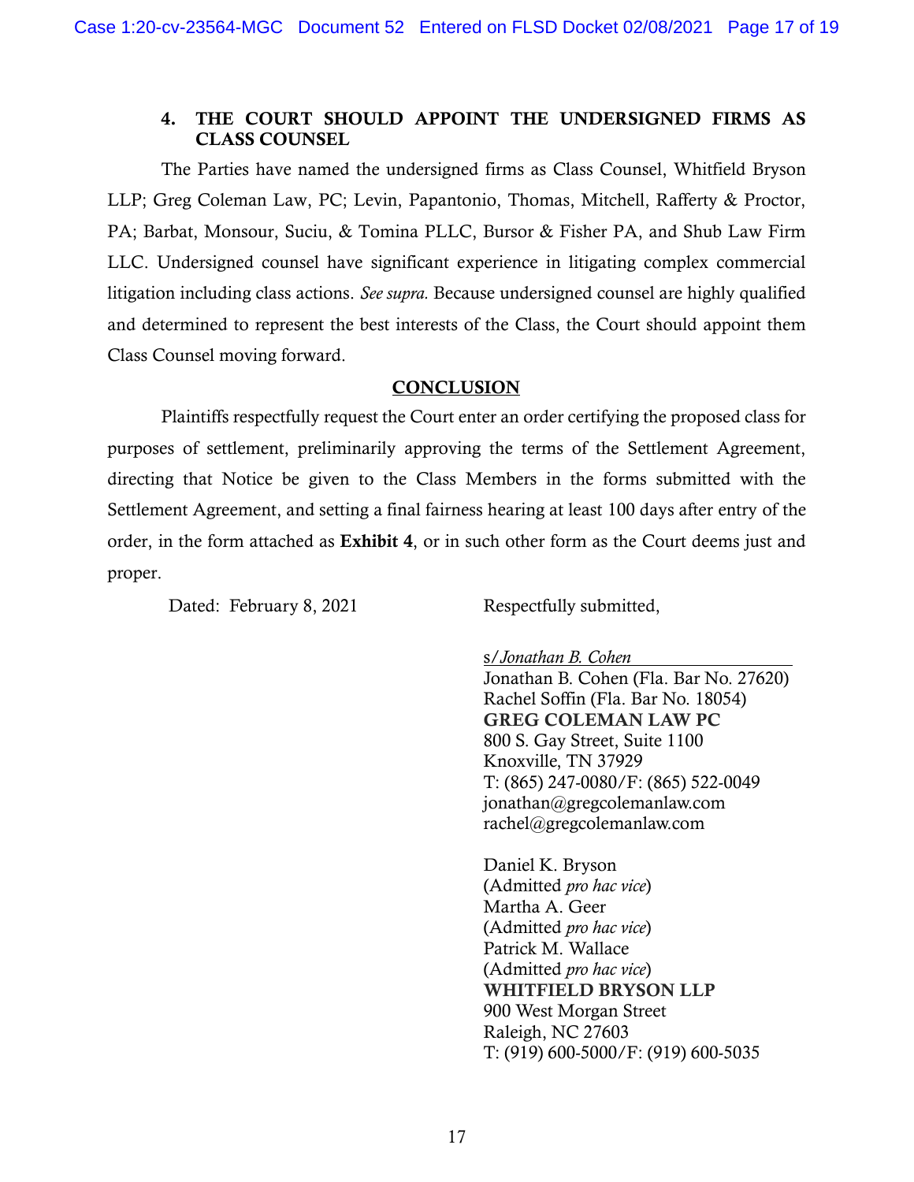### 4. THE COURT SHOULD APPOINT THE UNDERSIGNED FIRMS AS CLASS COUNSEL

The Parties have named the undersigned firms as Class Counsel, Whitfield Bryson LLP; Greg Coleman Law, PC; Levin, Papantonio, Thomas, Mitchell, Rafferty & Proctor, PA; Barbat, Monsour, Suciu, & Tomina PLLC, Bursor & Fisher PA, and Shub Law Firm LLC. Undersigned counsel have significant experience in litigating complex commercial litigation including class actions. *See supra.* Because undersigned counsel are highly qualified and determined to represent the best interests of the Class, the Court should appoint them Class Counsel moving forward.

## CONCLUSION

Plaintiffs respectfully request the Court enter an order certifying the proposed class for purposes of settlement, preliminarily approving the terms of the Settlement Agreement, directing that Notice be given to the Class Members in the forms submitted with the Settlement Agreement, and setting a final fairness hearing at least 100 days after entry of the order, in the form attached as **Exhibit 4**, or in such other form as the Court deems just and proper.

Dated: February 8, 2021

Respectfully submitted,

s/*Jonathan B. Cohen*
Jonathan B. Cohen (Fla. Bar No. 27620)
Rachel Soffin (Fla. Bar No. 18054)
**GREG COLEMAN LAW PC**
800 S. Gay Street, Suite 1100
Knoxville, TN 37929
T: (865) 247-0080/F: (865) 522-0049
jonathan@gregcolemanlaw.com
rachel@gregcolemanlaw.com

Daniel K. Bryson
(Admitted *pro hac vice*)
Martha A. Geer
(Admitted *pro hac vice*)
Patrick M. Wallace
(Admitted *pro hac vice*)
**WHITFIELD BRYSON LLP**
900 West Morgan Street
Raleigh, NC 27603
T: (919) 600-5000/F: (919) 600-5035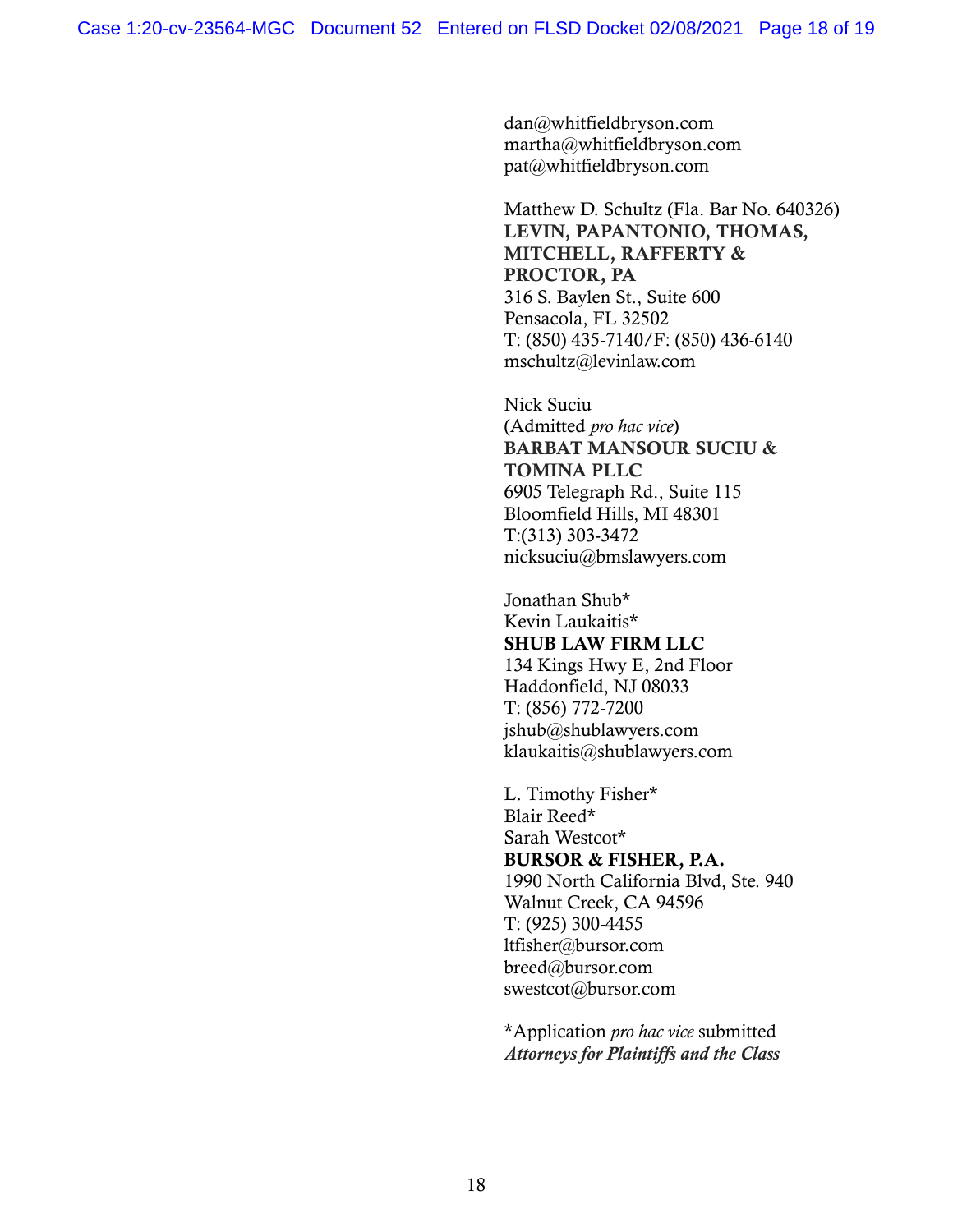dan@whitfieldbryson.com
martha@whitfieldbryson.com
pat@whitfieldbryson.com

Matthew D. Schultz (Fla. Bar No. 640326)
**LEVIN, PAPANTONIO, THOMAS, MITCHELL, RAFFERTY & PROCTOR, PA**
316 S. Baylen St., Suite 600
Pensacola, FL 32502
T: (850) 435-7140/F: (850) 436-6140
mschultz@levinlaw.com

Nick Suciu
(Admitted *pro hac vice*)
**BARBAT MANSOUR SUCIU & TOMINA PLLC**
6905 Telegraph Rd., Suite 115
Bloomfield Hills, MI 48301
T:(313) 303-3472
nicksuciu@bmslawyers.com

Jonathan Shub*
Kevin Laukaitis*
**SHUB LAW FIRM LLC**
134 Kings Hwy E, 2nd Floor
Haddonfield, NJ 08033
T: (856) 772-7200
jshub@shublawyers.com
klaukaitis@shublawyers.com

L. Timothy Fisher*
Blair Reed*
Sarah Westcot*
**BURSOR & FISHER, P.A.**
1990 North California Blvd, Ste. 940
Walnut Creek, CA 94596
T: (925) 300-4455
ltfisher@bursor.com
breed@bursor.com
swestcot@bursor.com

*Application *pro hac vice* submitted
***Attorneys for Plaintiffs and the Class***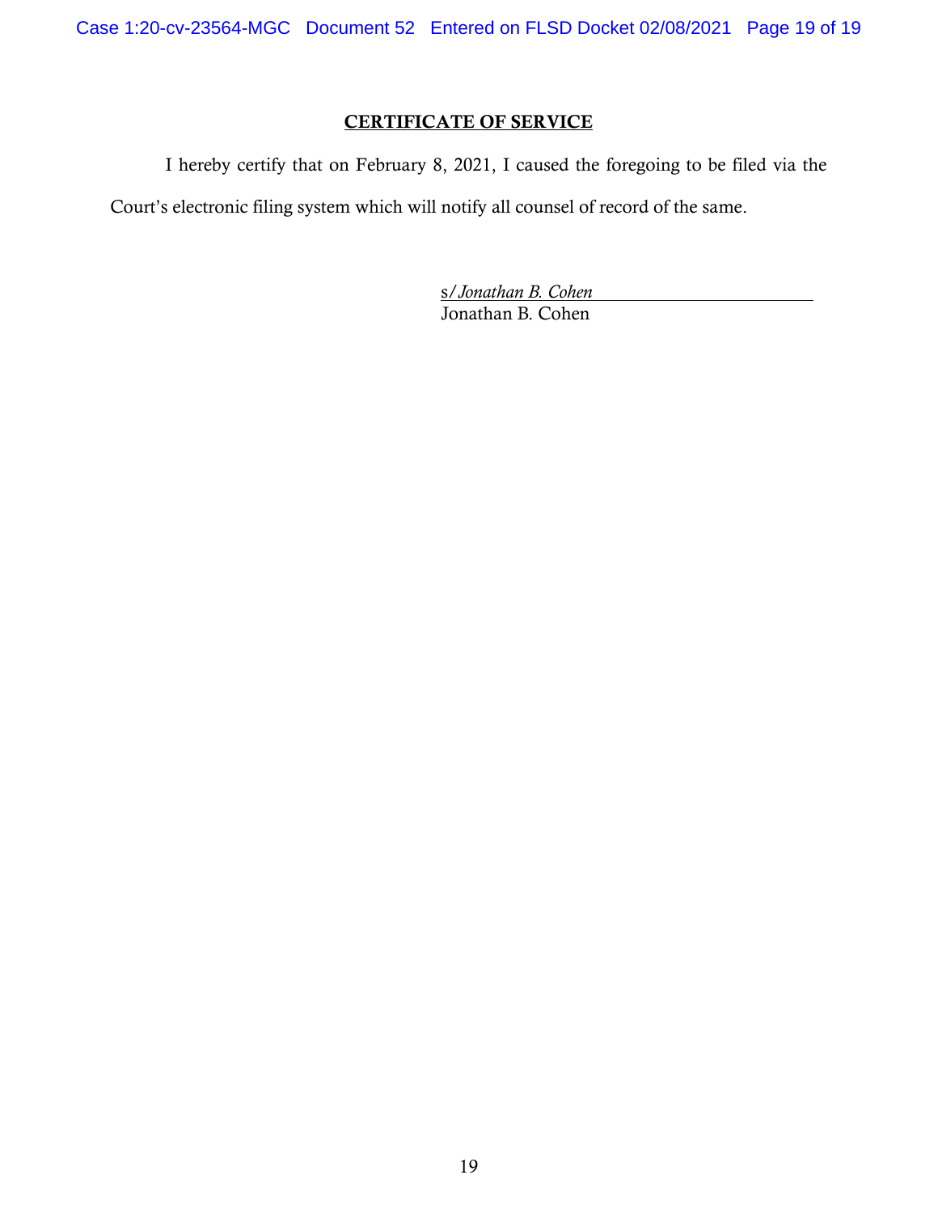## CERTIFICATE OF SERVICE

I hereby certify that on February 8, 2021, I caused the foregoing to be filed via the Court's electronic filing system which will notify all counsel of record of the same.

s/ *Jonathan B. Cohen*
Jonathan B. Cohen